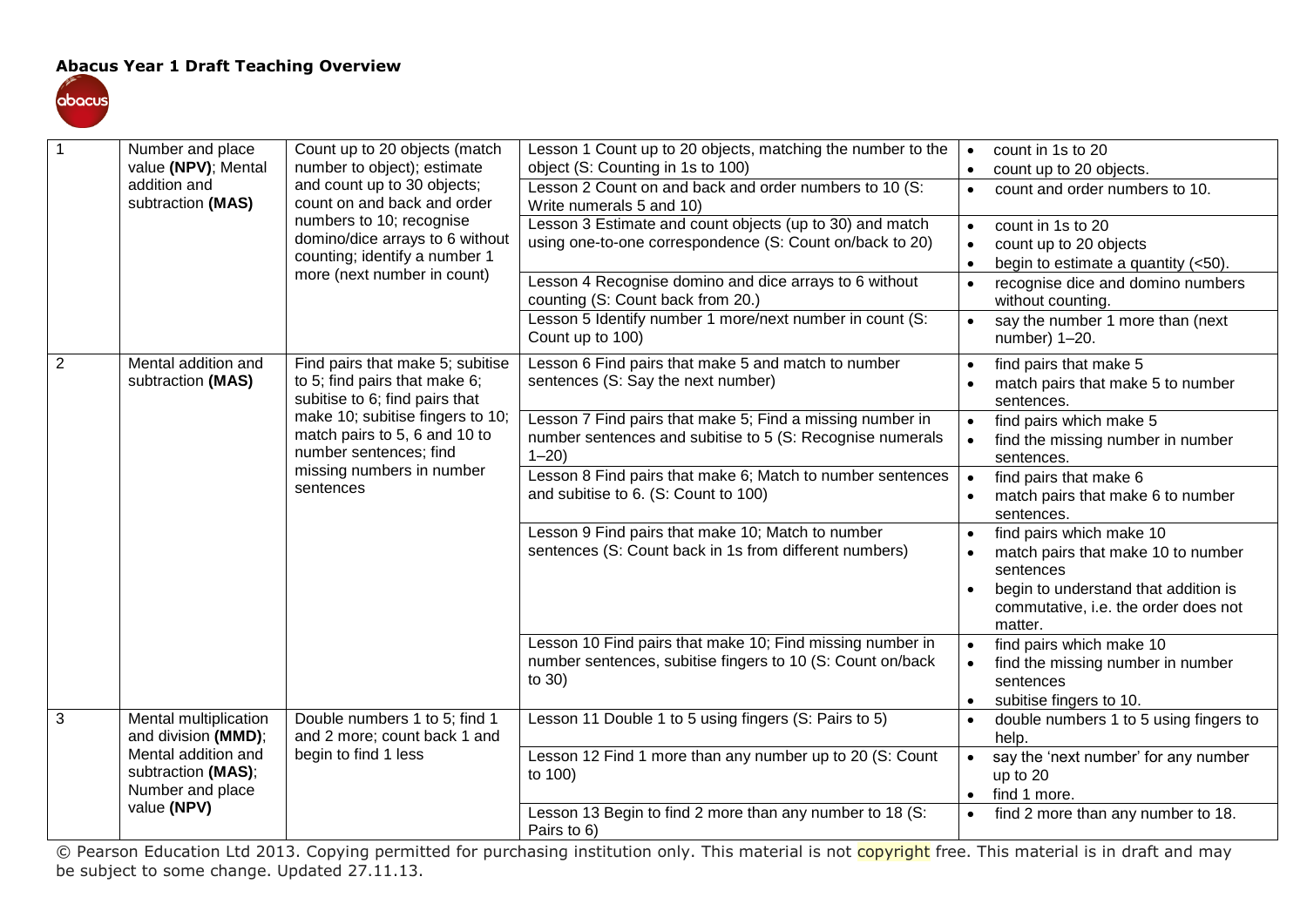**Abacus Year 1 Draft Teaching Overview**

| | | | | |
|---|---|---|---|---|
| 1 | Number and place value **(NPV)**; Mental addition and subtraction **(MAS)** | Count up to 20 objects (match number to object); estimate and count up to 30 objects; count on and back and order numbers to 10; recognise domino/dice arrays to 6 without counting; identify a number 1 more (next number in count) | Lesson 1 Count up to 20 objects, matching the number to the object (S: Counting in 1s to 100) | • count in 1s to 20<br>• count up to 20 objects. |
| | | | Lesson 2 Count on and back and order numbers to 10 (S: Write numerals 5 and 10) | • count and order numbers to 10. |
| | | | Lesson 3 Estimate and count objects (up to 30) and match using one-to-one correspondence (S: Count on/back to 20) | • count in 1s to 20<br>• count up to 20 objects<br>• begin to estimate a quantity (<50). |
| | | | Lesson 4 Recognise domino and dice arrays to 6 without counting (S: Count back from 20.) | • recognise dice and domino numbers without counting. |
| | | | Lesson 5 Identify number 1 more/next number in count (S: Count up to 100) | • say the number 1 more than (next number) 1–20. |
| 2 | Mental addition and subtraction **(MAS)** | Find pairs that make 5; subitise to 5; find pairs that make 6; subitise to 6; find pairs that make 10; subitise fingers to 10; match pairs to 5, 6 and 10 to number sentences; find missing numbers in number sentences | Lesson 6 Find pairs that make 5 and match to number sentences (S: Say the next number) | • find pairs that make 5<br>• match pairs that make 5 to number sentences. |
| | | | Lesson 7 Find pairs that make 5; Find a missing number in number sentences and subitise to 5 (S: Recognise numerals 1–20) | • find pairs which make 5<br>• find the missing number in number sentences. |
| | | | Lesson 8 Find pairs that make 6; Match to number sentences and subitise to 6. (S: Count to 100) | • find pairs that make 6<br>• match pairs that make 6 to number sentences. |
| | | | Lesson 9 Find pairs that make 10; Match to number sentences (S: Count back in 1s from different numbers) | • find pairs which make 10<br>• match pairs that make 10 to number sentences<br>• begin to understand that addition is commutative, i.e. the order does not matter. |
| | | | Lesson 10 Find pairs that make 10; Find missing number in number sentences, subitise fingers to 10 (S: Count on/back to 30) | • find pairs which make 10<br>• find the missing number in number sentences<br>• subitise fingers to 10. |
| 3 | Mental multiplication and division **(MMD)**; Mental addition and subtraction **(MAS)**; Number and place value **(NPV)** | Double numbers 1 to 5; find 1 and 2 more; count back 1 and begin to find 1 less | Lesson 11 Double 1 to 5 using fingers (S: Pairs to 5) | • double numbers 1 to 5 using fingers to help. |
| | | | Lesson 12 Find 1 more than any number up to 20 (S: Count to 100) | • say the 'next number' for any number up to 20<br>• find 1 more. |
| | | | Lesson 13 Begin to find 2 more than any number to 18 (S: Pairs to 6) | • find 2 more than any number to 18. |

© Pearson Education Ltd 2013. Copying permitted for purchasing institution only. This material is not copyright free. This material is in draft and may be subject to some change. Updated 27.11.13.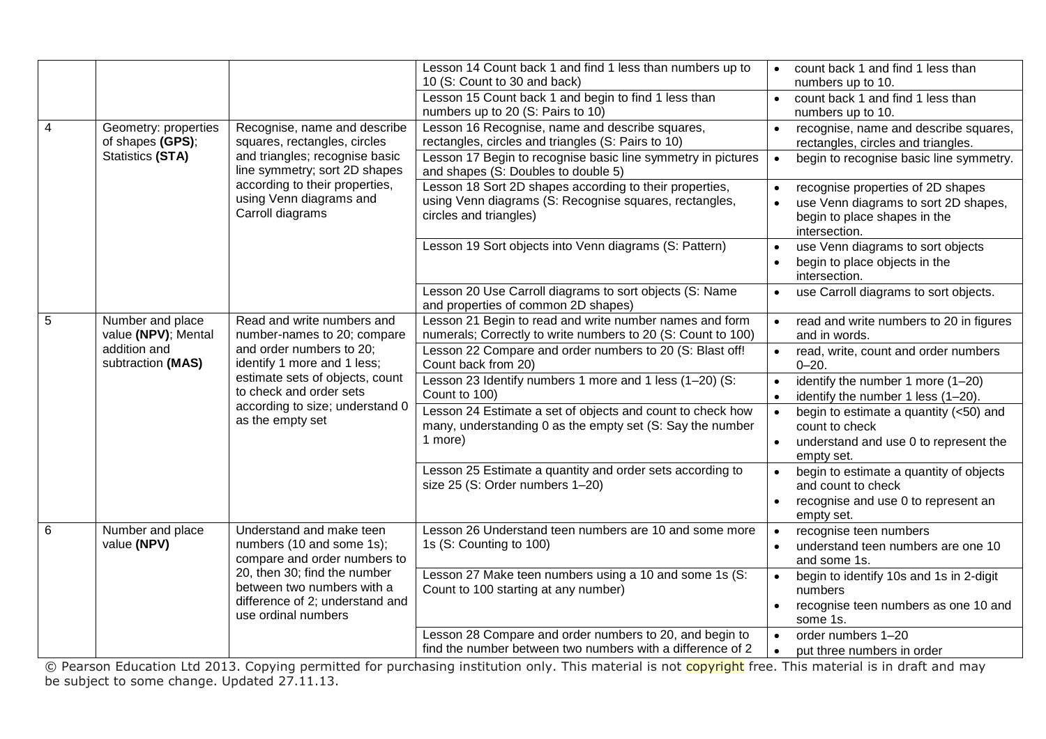| | | | | |
|---|---|---|---|---|
| | | | Lesson 14 Count back 1 and find 1 less than numbers up to 10 (S: Count to 30 and back) | • count back 1 and find 1 less than numbers up to 10. |
| | | | Lesson 15 Count back 1 and begin to find 1 less than numbers up to 20 (S: Pairs to 10) | • count back 1 and find 1 less than numbers up to 10. |
| 4 | Geometry: properties of shapes **(GPS)**; Statistics **(STA)** | Recognise, name and describe squares, rectangles, circles and triangles; recognise basic line symmetry; sort 2D shapes according to their properties, using Venn diagrams and Carroll diagrams | Lesson 16 Recognise, name and describe squares, rectangles, circles and triangles (S: Pairs to 10) | • recognise, name and describe squares, rectangles, circles and triangles. |
| | | | Lesson 17 Begin to recognise basic line symmetry in pictures and shapes (S: Doubles to double 5) | • begin to recognise basic line symmetry. |
| | | | Lesson 18 Sort 2D shapes according to their properties, using Venn diagrams (S: Recognise squares, rectangles, circles and triangles) | • recognise properties of 2D shapes<br>• use Venn diagrams to sort 2D shapes, begin to place shapes in the intersection. |
| | | | Lesson 19 Sort objects into Venn diagrams (S: Pattern) | • use Venn diagrams to sort objects<br>• begin to place objects in the intersection. |
| | | | Lesson 20 Use Carroll diagrams to sort objects (S: Name and properties of common 2D shapes) | • use Carroll diagrams to sort objects. |
| 5 | Number and place value **(NPV)**; Mental addition and subtraction **(MAS)** | Read and write numbers and number-names to 20; compare and order numbers to 20; identify 1 more and 1 less; estimate sets of objects, count to check and order sets according to size; understand 0 as the empty set | Lesson 21 Begin to read and write number names and form numerals; Correctly to write numbers to 20 (S: Count to 100) | • read and write numbers to 20 in figures and in words. |
| | | | Lesson 22 Compare and order numbers to 20 (S: Blast off! Count back from 20) | • read, write, count and order numbers 0–20. |
| | | | Lesson 23 Identify numbers 1 more and 1 less (1–20) (S: Count to 100) | • identify the number 1 more (1–20)<br>• identify the number 1 less (1–20). |
| | | | Lesson 24 Estimate a set of objects and count to check how many, understanding 0 as the empty set (S: Say the number 1 more) | • begin to estimate a quantity (<50) and count to check<br>• understand and use 0 to represent the empty set. |
| | | | Lesson 25 Estimate a quantity and order sets according to size 25 (S: Order numbers 1–20) | • begin to estimate a quantity of objects and count to check<br>• recognise and use 0 to represent an empty set. |
| 6 | Number and place value **(NPV)** | Understand and make teen numbers (10 and some 1s); compare and order numbers to 20, then 30; find the number between two numbers with a difference of 2; understand and use ordinal numbers | Lesson 26 Understand teen numbers are 10 and some more 1s (S: Counting to 100) | • recognise teen numbers<br>• understand teen numbers are one 10 and some 1s. |
| | | | Lesson 27 Make teen numbers using a 10 and some 1s (S: Count to 100 starting at any number) | • begin to identify 10s and 1s in 2-digit numbers<br>• recognise teen numbers as one 10 and some 1s. |
| | | | Lesson 28 Compare and order numbers to 20, and begin to find the number between two numbers with a difference of 2 | • order numbers 1–20<br>• put three numbers in order |

© Pearson Education Ltd 2013. Copying permitted for purchasing institution only. This material is not copyright free. This material is in draft and may be subject to some change. Updated 27.11.13.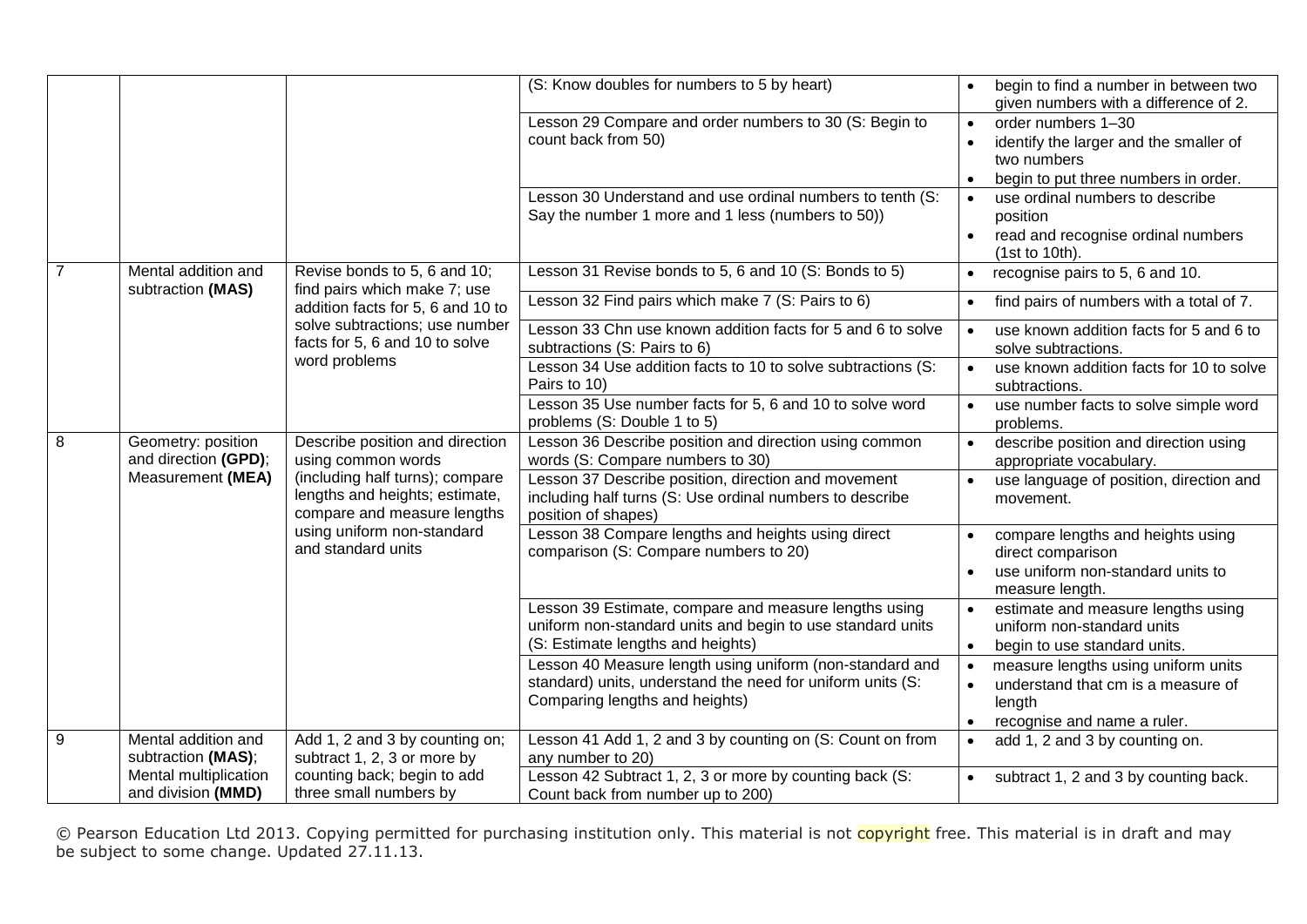| | | | | |
|---|---|---|---|---|
| | | | (S: Know doubles for numbers to 5 by heart) | • begin to find a number in between two given numbers with a difference of 2. |
| | | | Lesson 29 Compare and order numbers to 30 (S: Begin to count back from 50) | • order numbers 1–30<br>• identify the larger and the smaller of two numbers<br>• begin to put three numbers in order. |
| | | | Lesson 30 Understand and use ordinal numbers to tenth (S: Say the number 1 more and 1 less (numbers to 50)) | • use ordinal numbers to describe position<br>• read and recognise ordinal numbers (1st to 10th). |
| 7 | Mental addition and subtraction **(MAS)** | Revise bonds to 5, 6 and 10; find pairs which make 7; use addition facts for 5, 6 and 10 to solve subtractions; use number facts for 5, 6 and 10 to solve word problems | Lesson 31 Revise bonds to 5, 6 and 10 (S: Bonds to 5) | • recognise pairs to 5, 6 and 10. |
| | | | Lesson 32 Find pairs which make 7 (S: Pairs to 6) | • find pairs of numbers with a total of 7. |
| | | | Lesson 33 Chn use known addition facts for 5 and 6 to solve subtractions (S: Pairs to 6) | • use known addition facts for 5 and 6 to solve subtractions. |
| | | | Lesson 34 Use addition facts to 10 to solve subtractions (S: Pairs to 10) | • use known addition facts for 10 to solve subtractions. |
| | | | Lesson 35 Use number facts for 5, 6 and 10 to solve word problems (S: Double 1 to 5) | • use number facts to solve simple word problems. |
| 8 | Geometry: position and direction **(GPD)**; Measurement **(MEA)** | Describe position and direction using common words (including half turns); compare lengths and heights; estimate, compare and measure lengths using uniform non-standard and standard units | Lesson 36 Describe position and direction using common words (S: Compare numbers to 30) | • describe position and direction using appropriate vocabulary. |
| | | | Lesson 37 Describe position, direction and movement including half turns (S: Use ordinal numbers to describe position of shapes) | • use language of position, direction and movement. |
| | | | Lesson 38 Compare lengths and heights using direct comparison (S: Compare numbers to 20) | • compare lengths and heights using direct comparison<br>• use uniform non-standard units to measure length. |
| | | | Lesson 39 Estimate, compare and measure lengths using uniform non-standard units and begin to use standard units (S: Estimate lengths and heights) | • estimate and measure lengths using uniform non-standard units<br>• begin to use standard units. |
| | | | Lesson 40 Measure length using uniform (non-standard and standard) units, understand the need for uniform units (S: Comparing lengths and heights) | • measure lengths using uniform units<br>• understand that cm is a measure of length<br>• recognise and name a ruler. |
| 9 | Mental addition and subtraction **(MAS)**; Mental multiplication and division **(MMD)** | Add 1, 2 and 3 by counting on; subtract 1, 2, 3 or more by counting back; begin to add three small numbers by | Lesson 41 Add 1, 2 and 3 by counting on (S: Count on from any number to 20) | • add 1, 2 and 3 by counting on. |
| | | | Lesson 42 Subtract 1, 2, 3 or more by counting back (S: Count back from number up to 200) | • subtract 1, 2 and 3 by counting back. |

© Pearson Education Ltd 2013. Copying permitted for purchasing institution only. This material is not copyright free. This material is in draft and may be subject to some change. Updated 27.11.13.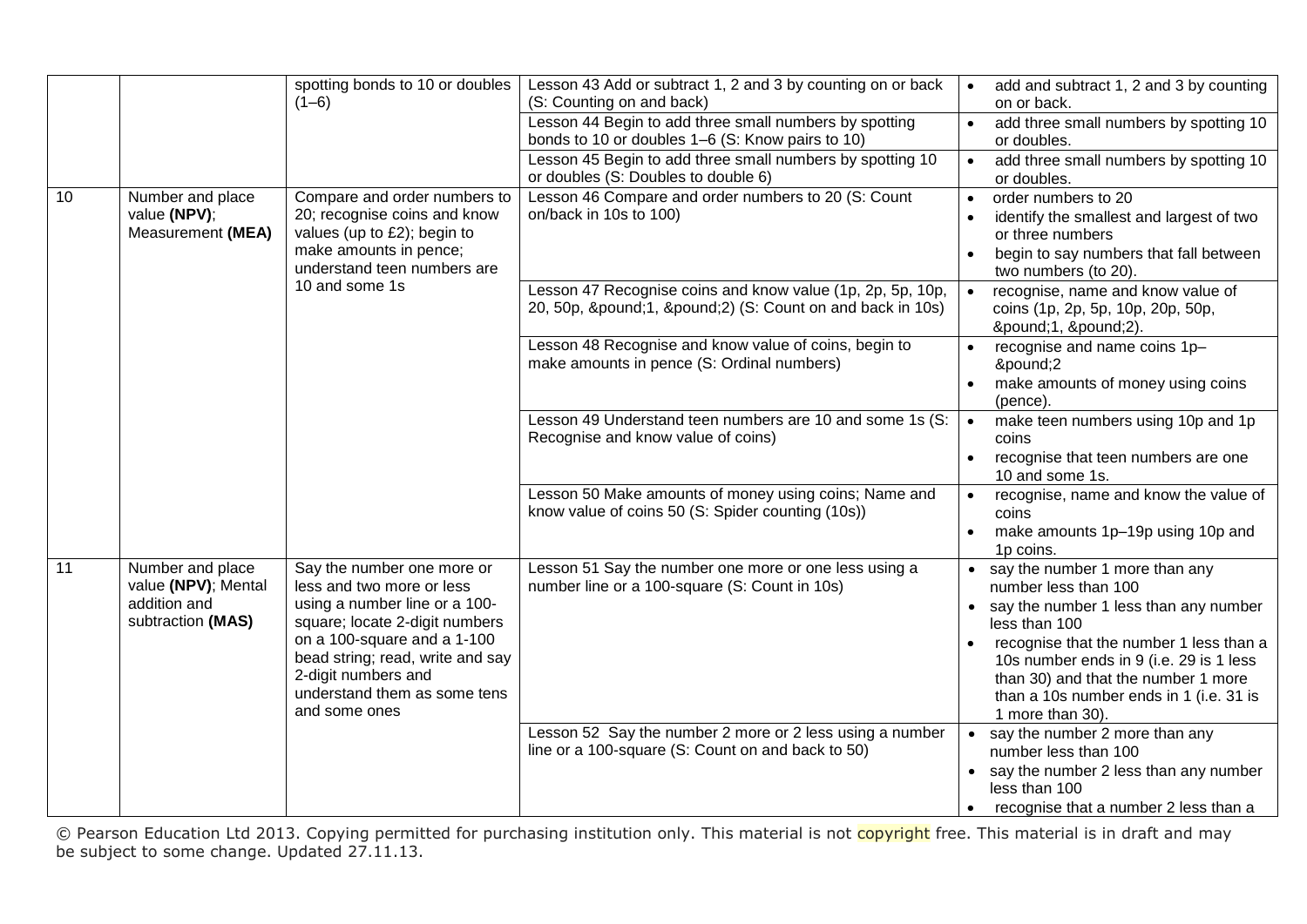| | | | | |
|---|---|---|---|---|
| | | spotting bonds to 10 or doubles (1–6) | Lesson 43 Add or subtract 1, 2 and 3 by counting on or back (S: Counting on and back) | • add and subtract 1, 2 and 3 by counting on or back. |
| | | | Lesson 44 Begin to add three small numbers by spotting bonds to 10 or doubles 1–6 (S: Know pairs to 10) | • add three small numbers by spotting 10 or doubles. |
| | | | Lesson 45 Begin to add three small numbers by spotting 10 or doubles (S: Doubles to double 6) | • add three small numbers by spotting 10 or doubles. |
| 10 | Number and place value **(NPV)**; Measurement **(MEA)** | Compare and order numbers to 20; recognise coins and know values (up to £2); begin to make amounts in pence; understand teen numbers are 10 and some 1s | Lesson 46 Compare and order numbers to 20 (S: Count on/back in 10s to 100) | • order numbers to 20<br>• identify the smallest and largest of two or three numbers<br>• begin to say numbers that fall between two numbers (to 20). |
| | | | Lesson 47 Recognise coins and know value (1p, 2p, 5p, 10p, 20, 50p, &pound;1, &pound;2) (S: Count on and back in 10s) | • recognise, name and know value of coins (1p, 2p, 5p, 10p, 20p, 50p, &pound;1, &pound;2). |
| | | | Lesson 48 Recognise and know value of coins, begin to make amounts in pence (S: Ordinal numbers) | • recognise and name coins 1p–&pound;2<br>• make amounts of money using coins (pence). |
| | | | Lesson 49 Understand teen numbers are 10 and some 1s (S: Recognise and know value of coins) | • make teen numbers using 10p and 1p coins<br>• recognise that teen numbers are one 10 and some 1s. |
| | | | Lesson 50 Make amounts of money using coins; Name and know value of coins 50 (S: Spider counting (10s)) | • recognise, name and know the value of coins<br>• make amounts 1p–19p using 10p and 1p coins. |
| 11 | Number and place value **(NPV)**; Mental addition and subtraction **(MAS)** | Say the number one more or less and two more or less using a number line or a 100-square; locate 2-digit numbers on a 100-square and a 1-100 bead string; read, write and say 2-digit numbers and understand them as some tens and some ones | Lesson 51 Say the number one more or one less using a number line or a 100-square (S: Count in 10s) | • say the number 1 more than any number less than 100<br>• say the number 1 less than any number less than 100<br>• recognise that the number 1 less than a 10s number ends in 9 (i.e. 29 is 1 less than 30) and that the number 1 more than a 10s number ends in 1 (i.e. 31 is 1 more than 30). |
| | | | Lesson 52 Say the number 2 more or 2 less using a number line or a 100-square (S: Count on and back to 50) | • say the number 2 more than any number less than 100<br>• say the number 2 less than any number less than 100<br>• recognise that a number 2 less than a |

© Pearson Education Ltd 2013. Copying permitted for purchasing institution only. This material is not copyright free. This material is in draft and may be subject to some change. Updated 27.11.13.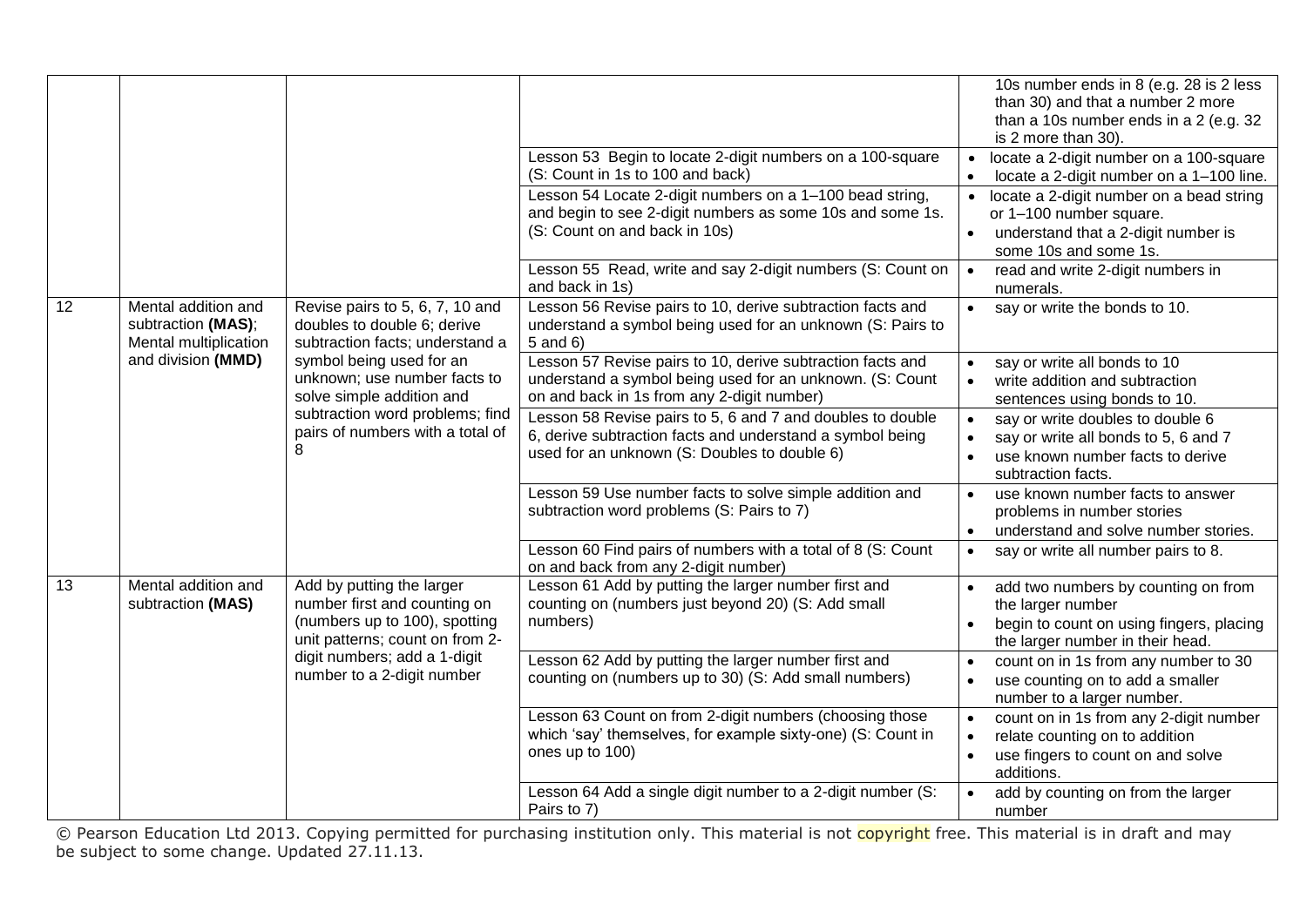| | | | | |
|---|---|---|---|---|
| | | | | 10s number ends in 8 (e.g. 28 is 2 less than 30) and that a number 2 more than a 10s number ends in a 2 (e.g. 32 is 2 more than 30). |
| | | | Lesson 53 Begin to locate 2-digit numbers on a 100-square (S: Count in 1s to 100 and back) | • locate a 2-digit number on a 100-square<br>• locate a 2-digit number on a 1–100 line. |
| | | | Lesson 54 Locate 2-digit numbers on a 1–100 bead string, and begin to see 2-digit numbers as some 10s and some 1s. (S: Count on and back in 10s) | • locate a 2-digit number on a bead string or 1–100 number square.<br>• understand that a 2-digit number is some 10s and some 1s. |
| | | | Lesson 55 Read, write and say 2-digit numbers (S: Count on and back in 1s) | • read and write 2-digit numbers in numerals. |
| 12 | Mental addition and subtraction **(MAS)**; Mental multiplication and division **(MMD)** | Revise pairs to 5, 6, 7, 10 and doubles to double 6; derive subtraction facts; understand a symbol being used for an unknown; use number facts to solve simple addition and subtraction word problems; find pairs of numbers with a total of 8 | Lesson 56 Revise pairs to 10, derive subtraction facts and understand a symbol being used for an unknown (S: Pairs to 5 and 6) | • say or write the bonds to 10. |
| | | | Lesson 57 Revise pairs to 10, derive subtraction facts and understand a symbol being used for an unknown. (S: Count on and back in 1s from any 2-digit number) | • say or write all bonds to 10<br>• write addition and subtraction sentences using bonds to 10. |
| | | | Lesson 58 Revise pairs to 5, 6 and 7 and doubles to double 6, derive subtraction facts and understand a symbol being used for an unknown (S: Doubles to double 6) | • say or write doubles to double 6<br>• say or write all bonds to 5, 6 and 7<br>• use known number facts to derive subtraction facts. |
| | | | Lesson 59 Use number facts to solve simple addition and subtraction word problems (S: Pairs to 7) | • use known number facts to answer problems in number stories<br>• understand and solve number stories. |
| | | | Lesson 60 Find pairs of numbers with a total of 8 (S: Count on and back from any 2-digit number) | • say or write all number pairs to 8. |
| 13 | Mental addition and subtraction **(MAS)** | Add by putting the larger number first and counting on (numbers up to 100), spotting unit patterns; count on from 2-digit numbers; add a 1-digit number to a 2-digit number | Lesson 61 Add by putting the larger number first and counting on (numbers just beyond 20) (S: Add small numbers) | • add two numbers by counting on from the larger number<br>• begin to count on using fingers, placing the larger number in their head. |
| | | | Lesson 62 Add by putting the larger number first and counting on (numbers up to 30) (S: Add small numbers) | • count on in 1s from any number to 30<br>• use counting on to add a smaller number to a larger number. |
| | | | Lesson 63 Count on from 2-digit numbers (choosing those which 'say' themselves, for example sixty-one) (S: Count in ones up to 100) | • count on in 1s from any 2-digit number<br>• relate counting on to addition<br>• use fingers to count on and solve additions. |
| | | | Lesson 64 Add a single digit number to a 2-digit number (S: Pairs to 7) | • add by counting on from the larger number |

© Pearson Education Ltd 2013. Copying permitted for purchasing institution only. This material is not copyright free. This material is in draft and may be subject to some change. Updated 27.11.13.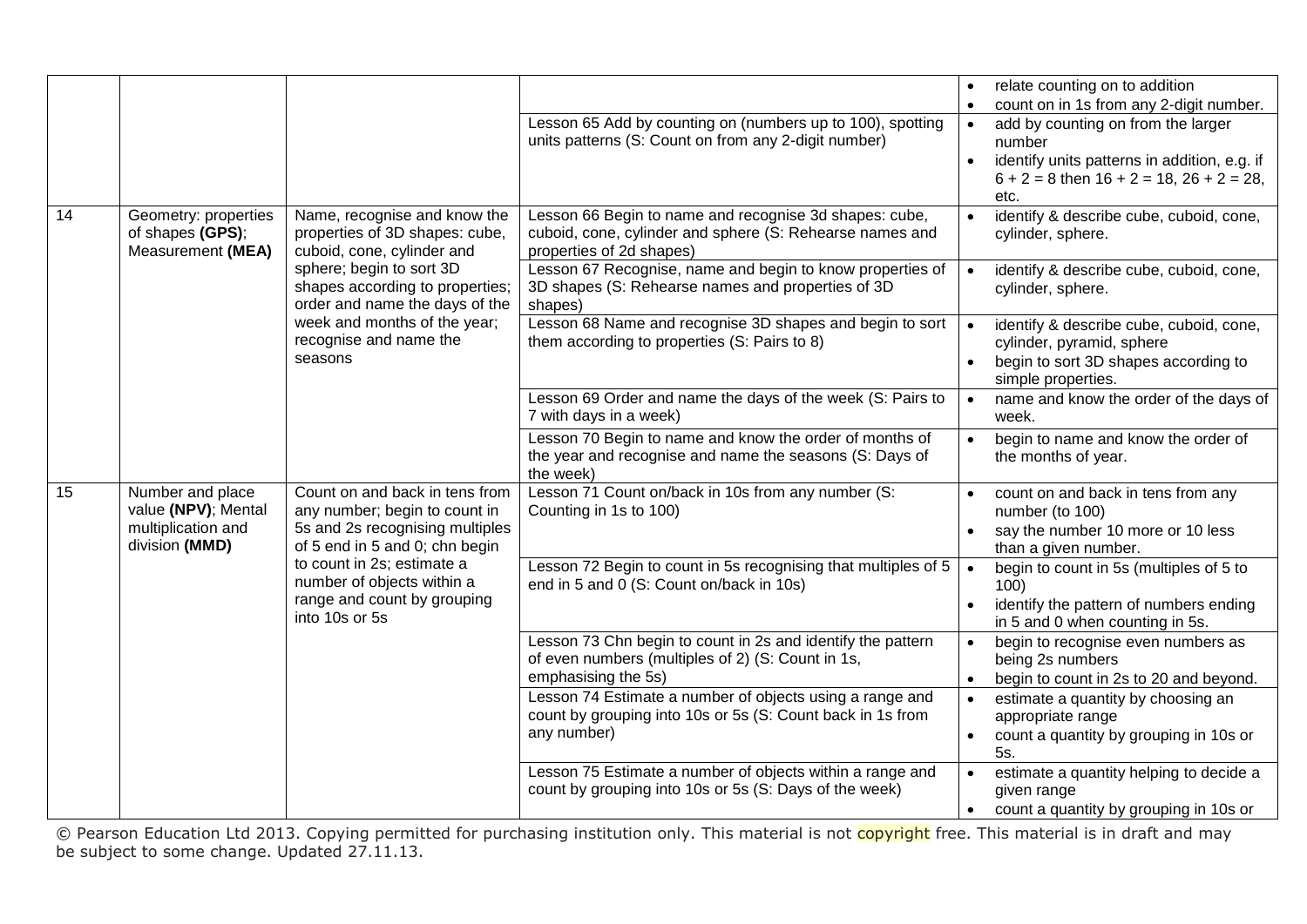| | | | | |
|---|---|---|---|---|
| | | | | • relate counting on to addition<br>• count on in 1s from any 2-digit number. |
| | | | Lesson 65 Add by counting on (numbers up to 100), spotting units patterns (S: Count on from any 2-digit number) | • add by counting on from the larger number<br>• identify units patterns in addition, e.g. if 6 + 2 = 8 then 16 + 2 = 18, 26 + 2 = 28, etc. |
| 14 | Geometry: properties of shapes **(GPS)**; Measurement **(MEA)** | Name, recognise and know the properties of 3D shapes: cube, cuboid, cone, cylinder and sphere; begin to sort 3D shapes according to properties; order and name the days of the week and months of the year; recognise and name the seasons | Lesson 66 Begin to name and recognise 3d shapes: cube, cuboid, cone, cylinder and sphere (S: Rehearse names and properties of 2d shapes) | • identify & describe cube, cuboid, cone, cylinder, sphere. |
| | | | Lesson 67 Recognise, name and begin to know properties of 3D shapes (S: Rehearse names and properties of 3D shapes) | • identify & describe cube, cuboid, cone, cylinder, sphere. |
| | | | Lesson 68 Name and recognise 3D shapes and begin to sort them according to properties (S: Pairs to 8) | • identify & describe cube, cuboid, cone, cylinder, pyramid, sphere<br>• begin to sort 3D shapes according to simple properties. |
| | | | Lesson 69 Order and name the days of the week (S: Pairs to 7 with days in a week) | • name and know the order of the days of week. |
| | | | Lesson 70 Begin to name and know the order of months of the year and recognise and name the seasons (S: Days of the week) | • begin to name and know the order of the months of year. |
| 15 | Number and place value **(NPV)**; Mental multiplication and division **(MMD)** | Count on and back in tens from any number; begin to count in 5s and 2s recognising multiples of 5 end in 5 and 0; chn begin to count in 2s; estimate a number of objects within a range and count by grouping into 10s or 5s | Lesson 71 Count on/back in 10s from any number (S: Counting in 1s to 100) | • count on and back in tens from any number (to 100)<br>• say the number 10 more or 10 less than a given number. |
| | | | Lesson 72 Begin to count in 5s recognising that multiples of 5 end in 5 and 0 (S: Count on/back in 10s) | • begin to count in 5s (multiples of 5 to 100)<br>• identify the pattern of numbers ending in 5 and 0 when counting in 5s. |
| | | | Lesson 73 Chn begin to count in 2s and identify the pattern of even numbers (multiples of 2) (S: Count in 1s, emphasising the 5s) | • begin to recognise even numbers as being 2s numbers<br>• begin to count in 2s to 20 and beyond. |
| | | | Lesson 74 Estimate a number of objects using a range and count by grouping into 10s or 5s (S: Count back in 1s from any number) | • estimate a quantity by choosing an appropriate range<br>• count a quantity by grouping in 10s or 5s. |
| | | | Lesson 75 Estimate a number of objects within a range and count by grouping into 10s or 5s (S: Days of the week) | • estimate a quantity helping to decide a given range<br>• count a quantity by grouping in 10s or |

© Pearson Education Ltd 2013. Copying permitted for purchasing institution only. This material is not copyright free. This material is in draft and may be subject to some change. Updated 27.11.13.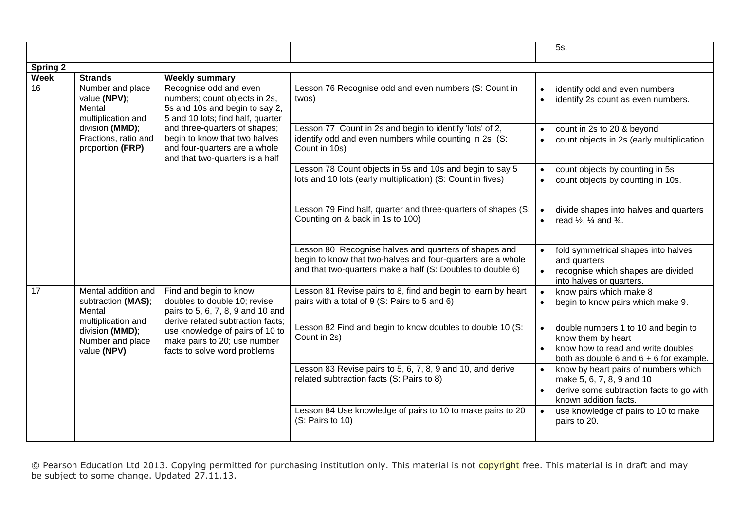| | | | | 5s. |
|---|---|---|---|---|
| **Spring 2** | | | | |
| **Week** | **Strands** | **Weekly summary** | | |
| 16 | Number and place value **(NPV)**; Mental multiplication and division **(MMD)**; Fractions, ratio and proportion **(FRP)** | Recognise odd and even numbers; count objects in 2s, 5s and 10s and begin to say 2, 5 and 10 lots; find half, quarter and three-quarters of shapes; begin to know that two halves and four-quarters are a whole and that two-quarters is a half | Lesson 76 Recognise odd and even numbers (S: Count in twos) | • identify odd and even numbers<br>• identify 2s count as even numbers. |
| | | | Lesson 77 Count in 2s and begin to identify 'lots' of 2, identify odd and even numbers while counting in 2s (S: Count in 10s) | • count in 2s to 20 & beyond<br>• count objects in 2s (early multiplication. |
| | | | Lesson 78 Count objects in 5s and 10s and begin to say 5 lots and 10 lots (early multiplication) (S: Count in fives) | • count objects by counting in 5s<br>• count objects by counting in 10s. |
| | | | Lesson 79 Find half, quarter and three-quarters of shapes (S: Counting on & back in 1s to 100) | • divide shapes into halves and quarters<br>• read ½, ¼ and ¾. |
| | | | Lesson 80 Recognise halves and quarters of shapes and begin to know that two-halves and four-quarters are a whole and that two-quarters make a half (S: Doubles to double 6) | • fold symmetrical shapes into halves and quarters<br>• recognise which shapes are divided into halves or quarters. |
| 17 | Mental addition and subtraction **(MAS)**; Mental multiplication and division **(MMD)**; Number and place value **(NPV)** | Find and begin to know doubles to double 10; revise pairs to 5, 6, 7, 8, 9 and 10 and derive related subtraction facts; use knowledge of pairs of 10 to make pairs to 20; use number facts to solve word problems | Lesson 81 Revise pairs to 8, find and begin to learn by heart pairs with a total of 9 (S: Pairs to 5 and 6) | • know pairs which make 8<br>• begin to know pairs which make 9. |
| | | | Lesson 82 Find and begin to know doubles to double 10 (S: Count in 2s) | • double numbers 1 to 10 and begin to know them by heart<br>• know how to read and write doubles both as double 6 and 6 + 6 for example. |
| | | | Lesson 83 Revise pairs to 5, 6, 7, 8, 9 and 10, and derive related subtraction facts (S: Pairs to 8) | • know by heart pairs of numbers which make 5, 6, 7, 8, 9 and 10<br>• derive some subtraction facts to go with known addition facts. |
| | | | Lesson 84 Use knowledge of pairs to 10 to make pairs to 20 (S: Pairs to 10) | • use knowledge of pairs to 10 to make pairs to 20. |

© Pearson Education Ltd 2013. Copying permitted for purchasing institution only. This material is not copyright free. This material is in draft and may be subject to some change. Updated 27.11.13.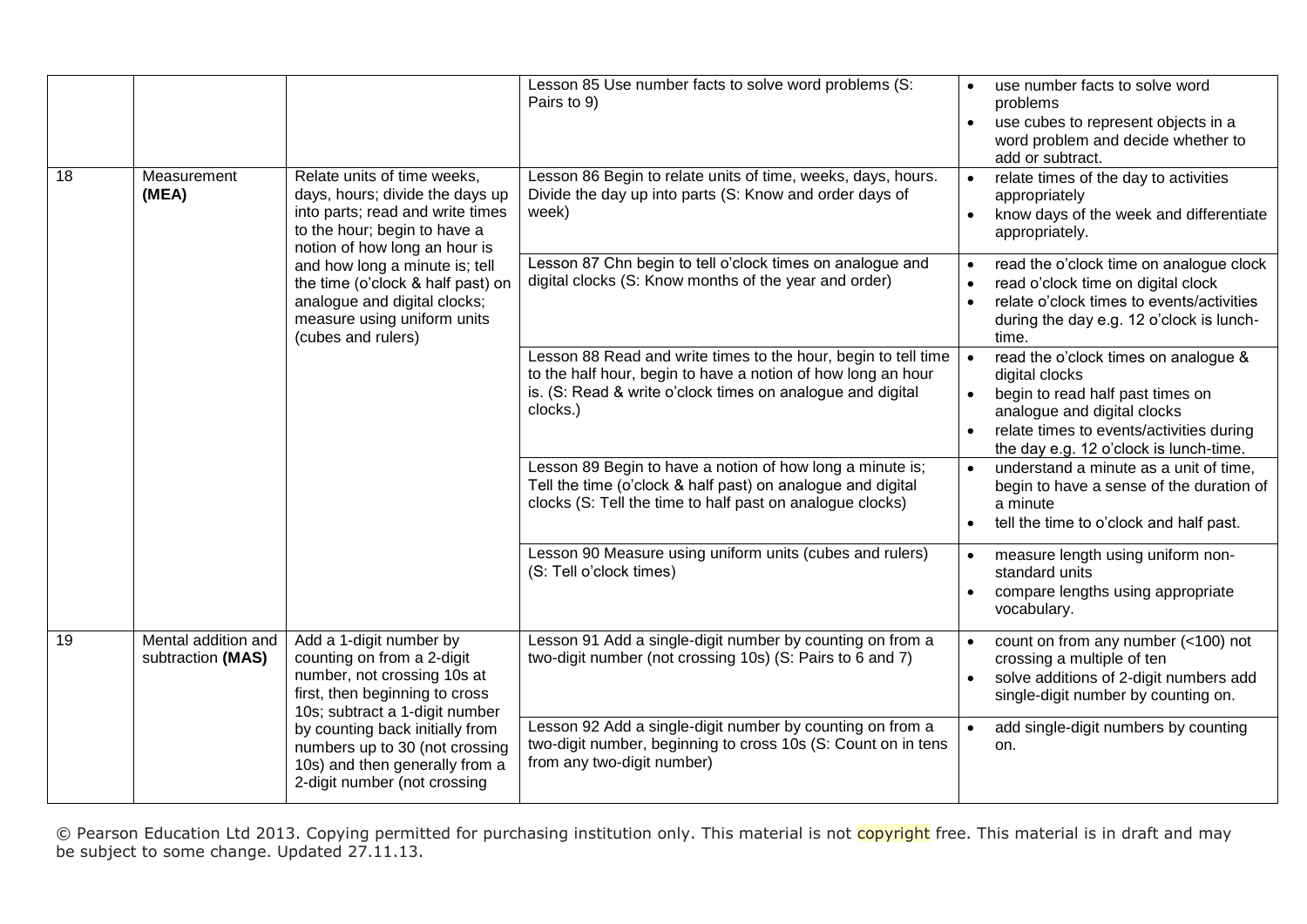| | | | | |
|---|---|---|---|---|
| | | | Lesson 85 Use number facts to solve word problems (S: Pairs to 9) | • use number facts to solve word problems<br>• use cubes to represent objects in a word problem and decide whether to add or subtract. |
| 18 | Measurement **(MEA)** | Relate units of time weeks, days, hours; divide the days up into parts; read and write times to the hour; begin to have a notion of how long an hour is and how long a minute is; tell the time (o'clock & half past) on analogue and digital clocks; measure using uniform units (cubes and rulers) | Lesson 86 Begin to relate units of time, weeks, days, hours. Divide the day up into parts (S: Know and order days of week) | • relate times of the day to activities appropriately<br>• know days of the week and differentiate appropriately. |
| | | | Lesson 87 Chn begin to tell o'clock times on analogue and digital clocks (S: Know months of the year and order) | • read the o'clock time on analogue clock<br>• read o'clock time on digital clock<br>• relate o'clock times to events/activities during the day e.g. 12 o'clock is lunch-time. |
| | | | Lesson 88 Read and write times to the hour, begin to tell time to the half hour, begin to have a notion of how long an hour is. (S: Read & write o'clock times on analogue and digital clocks.) | • read the o'clock times on analogue & digital clocks<br>• begin to read half past times on analogue and digital clocks<br>• relate times to events/activities during the day e.g. 12 o'clock is lunch-time. |
| | | | Lesson 89 Begin to have a notion of how long a minute is; Tell the time (o'clock & half past) on analogue and digital clocks (S: Tell the time to half past on analogue clocks) | • understand a minute as a unit of time, begin to have a sense of the duration of a minute<br>• tell the time to o'clock and half past. |
| | | | Lesson 90 Measure using uniform units (cubes and rulers) (S: Tell o'clock times) | • measure length using uniform non-standard units<br>• compare lengths using appropriate vocabulary. |
| 19 | Mental addition and subtraction **(MAS)** | Add a 1-digit number by counting on from a 2-digit number, not crossing 10s at first, then beginning to cross 10s; subtract a 1-digit number by counting back initially from numbers up to 30 (not crossing 10s) and then generally from a 2-digit number (not crossing | Lesson 91 Add a single-digit number by counting on from a two-digit number (not crossing 10s) (S: Pairs to 6 and 7) | • count on from any number (<100) not crossing a multiple of ten<br>• solve additions of 2-digit numbers add single-digit number by counting on. |
| | | | Lesson 92 Add a single-digit number by counting on from a two-digit number, beginning to cross 10s (S: Count on in tens from any two-digit number) | • add single-digit numbers by counting on. |

© Pearson Education Ltd 2013. Copying permitted for purchasing institution only. This material is not copyright free. This material is in draft and may be subject to some change. Updated 27.11.13.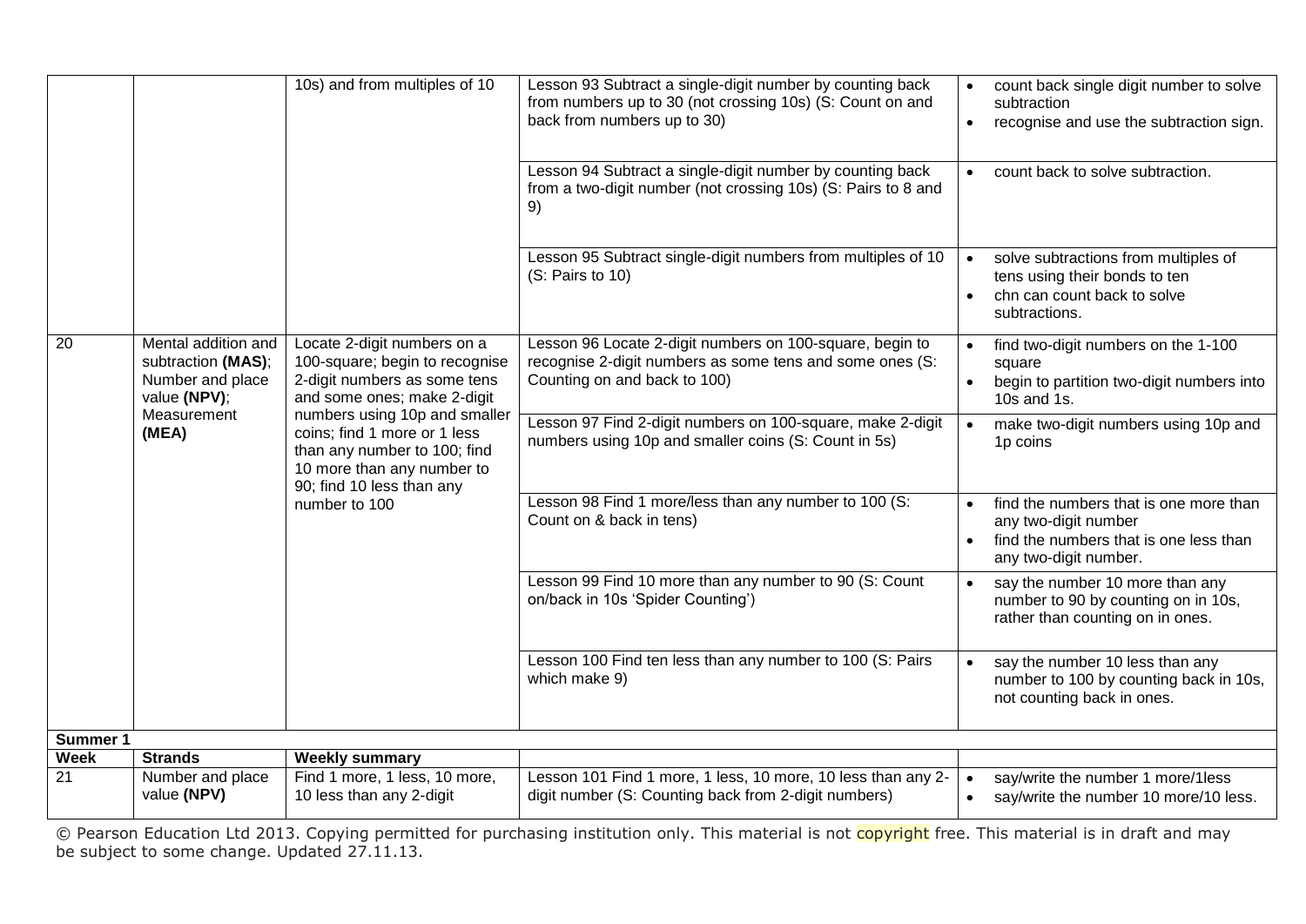| | | 10s) and from multiples of 10 | Lesson 93 Subtract a single-digit number by counting back from numbers up to 30 (not crossing 10s) (S: Count on and back from numbers up to 30) | • count back single digit number to solve subtraction<br>• recognise and use the subtraction sign. |
|---|---|---|---|---|
| | | | Lesson 94 Subtract a single-digit number by counting back from a two-digit number (not crossing 10s) (S: Pairs to 8 and 9) | • count back to solve subtraction. |
| | | | Lesson 95 Subtract single-digit numbers from multiples of 10 (S: Pairs to 10) | • solve subtractions from multiples of tens using their bonds to ten<br>• chn can count back to solve subtractions. |
| 20 | Mental addition and subtraction **(MAS)**; Number and place value **(NPV)**; Measurement **(MEA)** | Locate 2-digit numbers on a 100-square; begin to recognise 2-digit numbers as some tens and some ones; make 2-digit numbers using 10p and smaller coins; find 1 more or 1 less than any number to 100; find 10 more than any number to 90; find 10 less than any number to 100 | Lesson 96 Locate 2-digit numbers on 100-square, begin to recognise 2-digit numbers as some tens and some ones (S: Counting on and back to 100) | • find two-digit numbers on the 1-100 square<br>• begin to partition two-digit numbers into 10s and 1s. |
| | | | Lesson 97 Find 2-digit numbers on 100-square, make 2-digit numbers using 10p and smaller coins (S: Count in 5s) | • make two-digit numbers using 10p and 1p coins |
| | | | Lesson 98 Find 1 more/less than any number to 100 (S: Count on & back in tens) | • find the numbers that is one more than any two-digit number<br>• find the numbers that is one less than any two-digit number. |
| | | | Lesson 99 Find 10 more than any number to 90 (S: Count on/back in 10s 'Spider Counting') | • say the number 10 more than any number to 90 by counting on in 10s, rather than counting on in ones. |
| | | | Lesson 100 Find ten less than any number to 100 (S: Pairs which make 9) | • say the number 10 less than any number to 100 by counting back in 10s, not counting back in ones. |
| **Summer 1** | | | | |
| **Week** | **Strands** | **Weekly summary** | | |
| 21 | Number and place value **(NPV)** | Find 1 more, 1 less, 10 more, 10 less than any 2-digit | Lesson 101 Find 1 more, 1 less, 10 more, 10 less than any 2-digit number (S: Counting back from 2-digit numbers) | • say/write the number 1 more/1less<br>• say/write the number 10 more/10 less. |

© Pearson Education Ltd 2013. Copying permitted for purchasing institution only. This material is not copyright free. This material is in draft and may be subject to some change. Updated 27.11.13.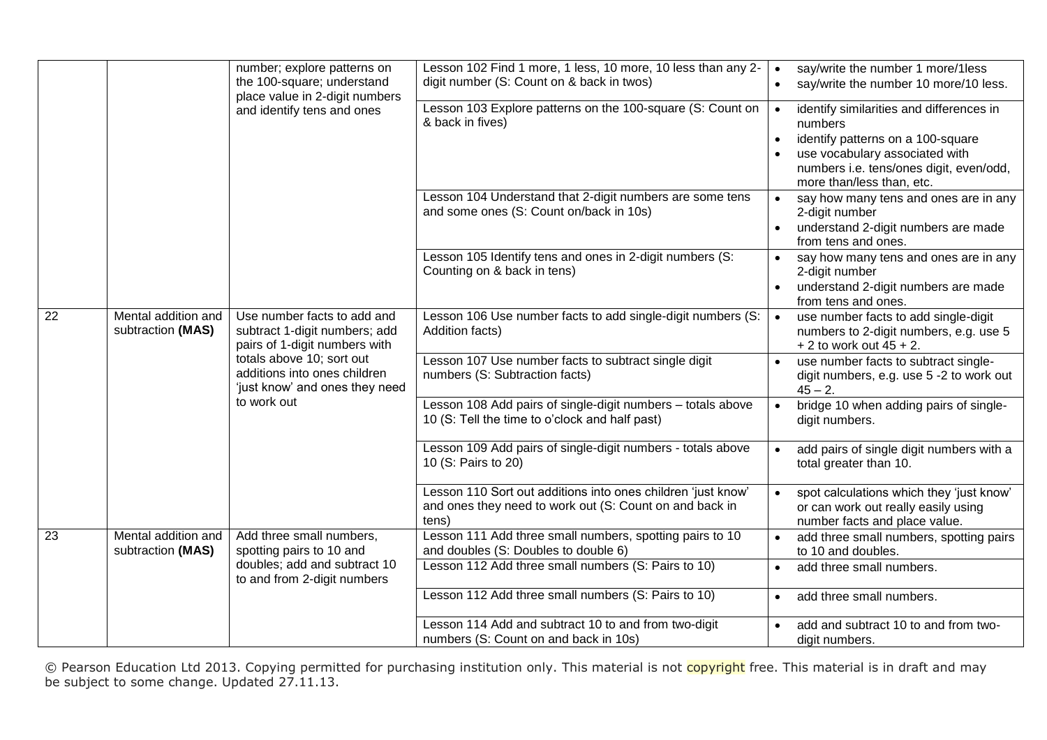| | | | | |
|---|---|---|---|---|
| | | number; explore patterns on the 100-square; understand place value in 2-digit numbers and identify tens and ones | Lesson 102 Find 1 more, 1 less, 10 more, 10 less than any 2-digit number (S: Count on & back in twos) | • say/write the number 1 more/1less<br>• say/write the number 10 more/10 less. |
| | | | Lesson 103 Explore patterns on the 100-square (S: Count on & back in fives) | • identify similarities and differences in numbers<br>• identify patterns on a 100-square<br>• use vocabulary associated with numbers i.e. tens/ones digit, even/odd, more than/less than, etc. |
| | | | Lesson 104 Understand that 2-digit numbers are some tens and some ones (S: Count on/back in 10s) | • say how many tens and ones are in any 2-digit number<br>• understand 2-digit numbers are made from tens and ones. |
| | | | Lesson 105 Identify tens and ones in 2-digit numbers (S: Counting on & back in tens) | • say how many tens and ones are in any 2-digit number<br>• understand 2-digit numbers are made from tens and ones. |
| 22 | Mental addition and subtraction **(MAS)** | Use number facts to add and subtract 1-digit numbers; add pairs of 1-digit numbers with totals above 10; sort out additions into ones children 'just know' and ones they need to work out | Lesson 106 Use number facts to add single-digit numbers (S: Addition facts) | • use number facts to add single-digit numbers to 2-digit numbers, e.g. use 5 + 2 to work out 45 + 2. |
| | | | Lesson 107 Use number facts to subtract single digit numbers (S: Subtraction facts) | • use number facts to subtract single-digit numbers, e.g. use 5 -2 to work out 45 – 2. |
| | | | Lesson 108 Add pairs of single-digit numbers – totals above 10 (S: Tell the time to o'clock and half past) | • bridge 10 when adding pairs of single-digit numbers. |
| | | | Lesson 109 Add pairs of single-digit numbers - totals above 10 (S: Pairs to 20) | • add pairs of single digit numbers with a total greater than 10. |
| | | | Lesson 110 Sort out additions into ones children 'just know' and ones they need to work out (S: Count on and back in tens) | • spot calculations which they 'just know' or can work out really easily using number facts and place value. |
| 23 | Mental addition and subtraction **(MAS)** | Add three small numbers, spotting pairs to 10 and doubles; add and subtract 10 to and from 2-digit numbers | Lesson 111 Add three small numbers, spotting pairs to 10 and doubles (S: Doubles to double 6) | • add three small numbers, spotting pairs to 10 and doubles. |
| | | | Lesson 112 Add three small numbers (S: Pairs to 10) | • add three small numbers. |
| | | | Lesson 112 Add three small numbers (S: Pairs to 10) | • add three small numbers. |
| | | | Lesson 114 Add and subtract 10 to and from two-digit numbers (S: Count on and back in 10s) | • add and subtract 10 to and from two-digit numbers. |

© Pearson Education Ltd 2013. Copying permitted for purchasing institution only. This material is not copyright free. This material is in draft and may be subject to some change. Updated 27.11.13.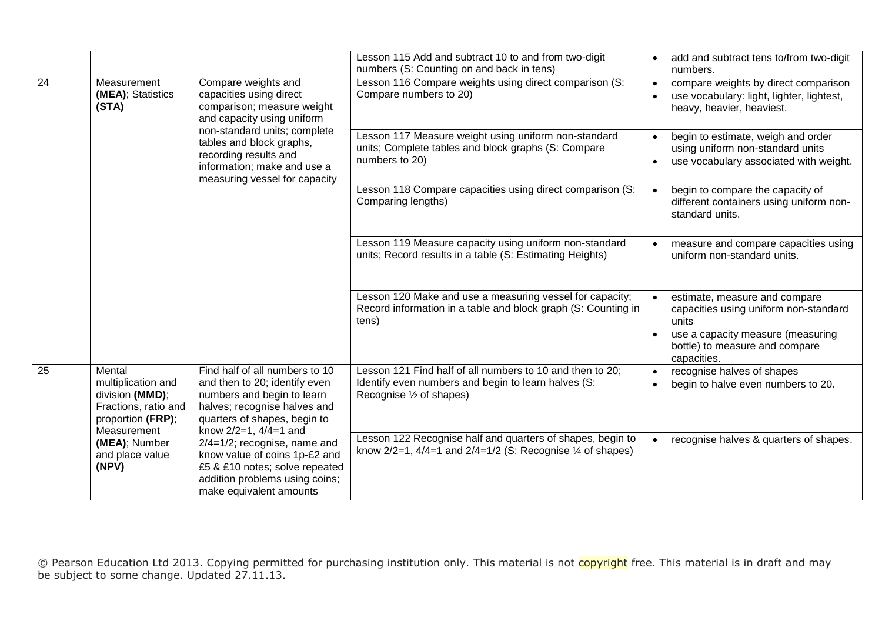| | | | | |
|---|---|---|---|---|
| | | | Lesson 115 Add and subtract 10 to and from two-digit numbers (S: Counting on and back in tens) | • add and subtract tens to/from two-digit numbers. |
| 24 | Measurement **(MEA)**; Statistics **(STA)** | Compare weights and capacities using direct comparison; measure weight and capacity using uniform non-standard units; complete tables and block graphs, recording results and information; make and use a measuring vessel for capacity | Lesson 116 Compare weights using direct comparison (S: Compare numbers to 20) | • compare weights by direct comparison<br>• use vocabulary: light, lighter, lightest, heavy, heavier, heaviest. |
| | | | Lesson 117 Measure weight using uniform non-standard units; Complete tables and block graphs (S: Compare numbers to 20) | • begin to estimate, weigh and order using uniform non-standard units<br>• use vocabulary associated with weight. |
| | | | Lesson 118 Compare capacities using direct comparison (S: Comparing lengths) | • begin to compare the capacity of different containers using uniform non-standard units. |
| | | | Lesson 119 Measure capacity using uniform non-standard units; Record results in a table (S: Estimating Heights) | • measure and compare capacities using uniform non-standard units. |
| | | | Lesson 120 Make and use a measuring vessel for capacity; Record information in a table and block graph (S: Counting in tens) | • estimate, measure and compare capacities using uniform non-standard units<br>• use a capacity measure (measuring bottle) to measure and compare capacities. |
| 25 | Mental multiplication and division **(MMD)**; Fractions, ratio and proportion **(FRP)**; Measurement **(MEA)**; Number and place value **(NPV)** | Find half of all numbers to 10 and then to 20; identify even numbers and begin to learn halves; recognise halves and quarters of shapes, begin to know 2/2=1, 4/4=1 and 2/4=1/2; recognise, name and know value of coins 1p-£2 and £5 & £10 notes; solve repeated addition problems using coins; make equivalent amounts | Lesson 121 Find half of all numbers to 10 and then to 20; Identify even numbers and begin to learn halves (S: Recognise ½ of shapes) | • recognise halves of shapes<br>• begin to halve even numbers to 20. |
| | | | Lesson 122 Recognise half and quarters of shapes, begin to know 2/2=1, 4/4=1 and 2/4=1/2 (S: Recognise ¼ of shapes) | • recognise halves & quarters of shapes. |

© Pearson Education Ltd 2013. Copying permitted for purchasing institution only. This material is not copyright free. This material is in draft and may be subject to some change. Updated 27.11.13.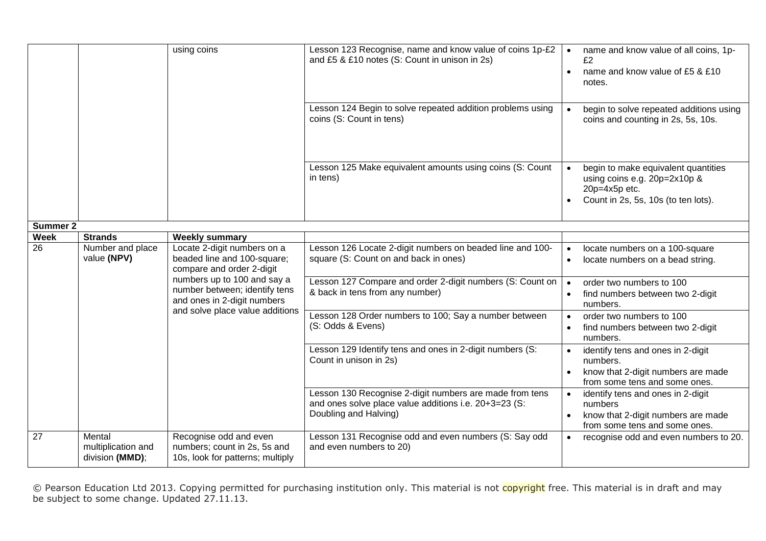| | | using coins | Lesson 123 Recognise, name and know value of coins 1p-£2 and £5 & £10 notes (S: Count in unison in 2s) | • name and know value of all coins, 1p-£2 <br>• name and know value of £5 & £10 notes. |
|---|---|---|---|---|
| | | | Lesson 124 Begin to solve repeated addition problems using coins (S: Count in tens) | • begin to solve repeated additions using coins and counting in 2s, 5s, 10s. |
| | | | Lesson 125 Make equivalent amounts using coins (S: Count in tens) | • begin to make equivalent quantities using coins e.g. 20p=2x10p & 20p=4x5p etc. <br>• Count in 2s, 5s, 10s (to ten lots). |
| **Summer 2** | | | | |
| **Week** | **Strands** | **Weekly summary** | | |
| 26 | Number and place value **(NPV)** | Locate 2-digit numbers on a beaded line and 100-square; compare and order 2-digit numbers up to 100 and say a number between; identify tens and ones in 2-digit numbers and solve place value additions | Lesson 126 Locate 2-digit numbers on beaded line and 100-square (S: Count on and back in ones) | • locate numbers on a 100-square <br>• locate numbers on a bead string. |
| | | | Lesson 127 Compare and order 2-digit numbers (S: Count on & back in tens from any number) | • order two numbers to 100 <br>• find numbers between two 2-digit numbers. |
| | | | Lesson 128 Order numbers to 100; Say a number between (S: Odds & Evens) | • order two numbers to 100 <br>• find numbers between two 2-digit numbers. |
| | | | Lesson 129 Identify tens and ones in 2-digit numbers (S: Count in unison in 2s) | • identify tens and ones in 2-digit numbers. <br>• know that 2-digit numbers are made from some tens and some ones. |
| | | | Lesson 130 Recognise 2-digit numbers are made from tens and ones solve place value additions i.e. 20+3=23 (S: Doubling and Halving) | • identify tens and ones in 2-digit numbers <br>• know that 2-digit numbers are made from some tens and some ones. |
| 27 | Mental multiplication and division **(MMD)**; | Recognise odd and even numbers; count in 2s, 5s and 10s, look for patterns; multiply | Lesson 131 Recognise odd and even numbers (S: Say odd and even numbers to 20) | • recognise odd and even numbers to 20. |

© Pearson Education Ltd 2013. Copying permitted for purchasing institution only. This material is not copyright free. This material is in draft and may be subject to some change. Updated 27.11.13.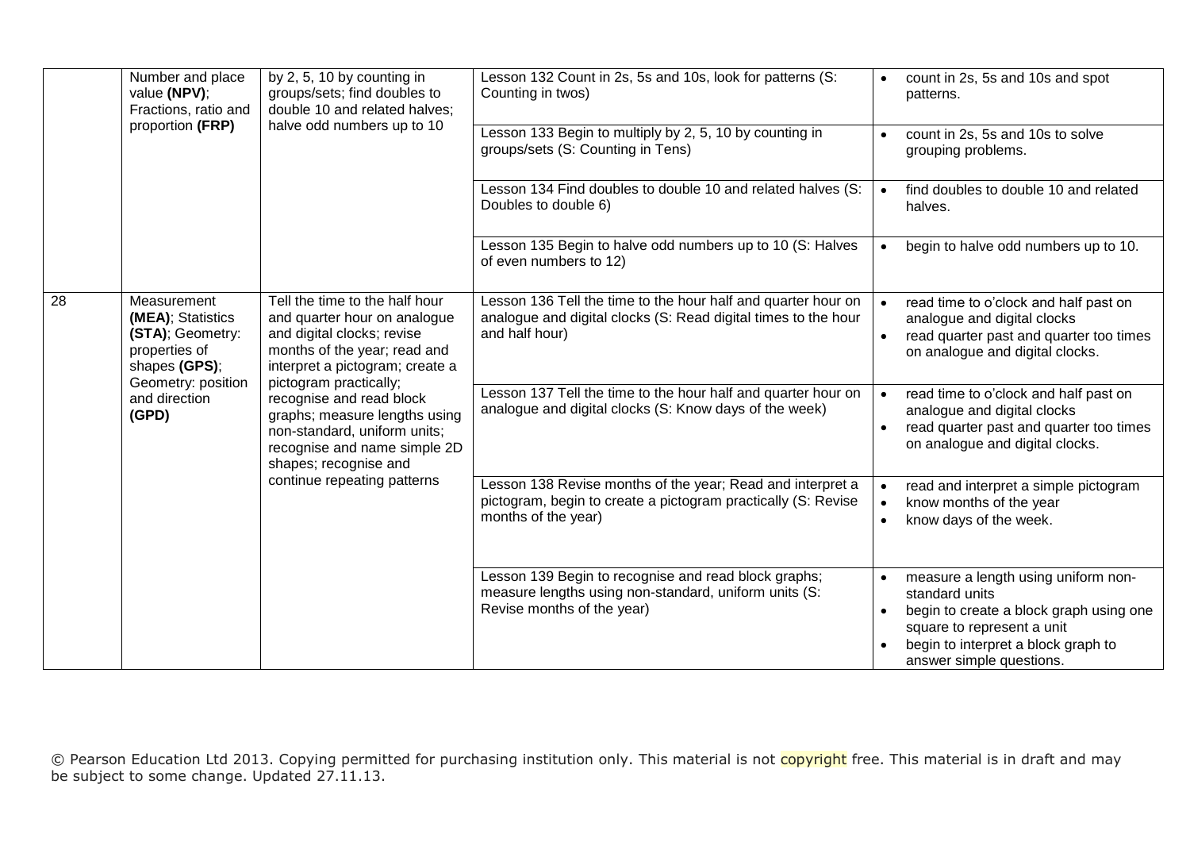| | | | | |
|---|---|---|---|---|
| | Number and place value **(NPV)**; Fractions, ratio and proportion **(FRP)** | by 2, 5, 10 by counting in groups/sets; find doubles to double 10 and related halves; halve odd numbers up to 10 | Lesson 132 Count in 2s, 5s and 10s, look for patterns (S: Counting in twos) | • count in 2s, 5s and 10s and spot patterns. |
| | | | Lesson 133 Begin to multiply by 2, 5, 10 by counting in groups/sets (S: Counting in Tens) | • count in 2s, 5s and 10s to solve grouping problems. |
| | | | Lesson 134 Find doubles to double 10 and related halves (S: Doubles to double 6) | • find doubles to double 10 and related halves. |
| | | | Lesson 135 Begin to halve odd numbers up to 10 (S: Halves of even numbers to 12) | • begin to halve odd numbers up to 10. |
| 28 | Measurement **(MEA)**; Statistics **(STA)**; Geometry: properties of shapes **(GPS)**; Geometry: position and direction **(GPD)** | Tell the time to the half hour and quarter hour on analogue and digital clocks; revise months of the year; read and interpret a pictogram; create a pictogram practically; recognise and read block graphs; measure lengths using non-standard, uniform units; recognise and name simple 2D shapes; recognise and continue repeating patterns | Lesson 136 Tell the time to the hour half and quarter hour on analogue and digital clocks (S: Read digital times to the hour and half hour) | • read time to o'clock and half past on analogue and digital clocks<br>• read quarter past and quarter too times on analogue and digital clocks. |
| | | | Lesson 137 Tell the time to the hour half and quarter hour on analogue and digital clocks (S: Know days of the week) | • read time to o'clock and half past on analogue and digital clocks<br>• read quarter past and quarter too times on analogue and digital clocks. |
| | | | Lesson 138 Revise months of the year; Read and interpret a pictogram, begin to create a pictogram practically (S: Revise months of the year) | • read and interpret a simple pictogram<br>• know months of the year<br>• know days of the week. |
| | | | Lesson 139 Begin to recognise and read block graphs; measure lengths using non-standard, uniform units (S: Revise months of the year) | • measure a length using uniform non-standard units<br>• begin to create a block graph using one square to represent a unit<br>• begin to interpret a block graph to answer simple questions. |

© Pearson Education Ltd 2013. Copying permitted for purchasing institution only. This material is not copyright free. This material is in draft and may be subject to some change. Updated 27.11.13.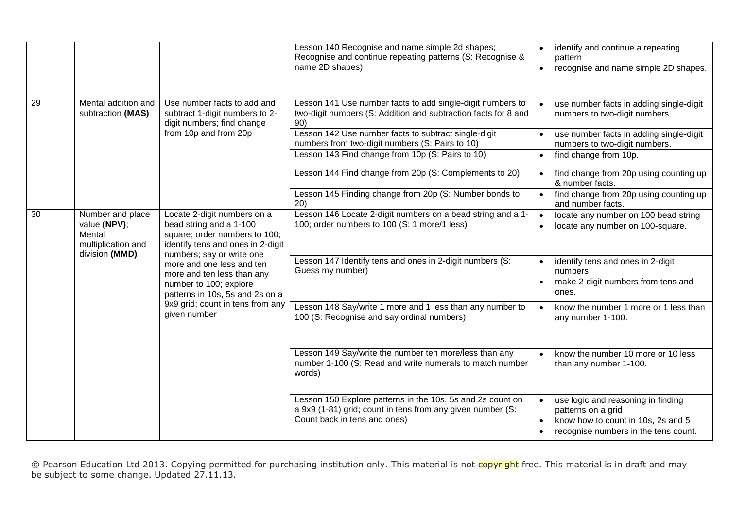| | | | | |
|---|---|---|---|---|
| | | | Lesson 140 Recognise and name simple 2d shapes; Recognise and continue repeating patterns (S: Recognise & name 2D shapes) | • identify and continue a repeating pattern<br>• recognise and name simple 2D shapes. |
| 29 | Mental addition and subtraction **(MAS)** | Use number facts to add and subtract 1-digit numbers to 2-digit numbers; find change from 10p and from 20p | Lesson 141 Use number facts to add single-digit numbers to two-digit numbers (S: Addition and subtraction facts for 8 and 90) | • use number facts in adding single-digit numbers to two-digit numbers. |
| | | | Lesson 142 Use number facts to subtract single-digit numbers from two-digit numbers (S: Pairs to 10) | • use number facts in adding single-digit numbers to two-digit numbers. |
| | | | Lesson 143 Find change from 10p (S: Pairs to 10) | • find change from 10p. |
| | | | Lesson 144 Find change from 20p (S: Complements to 20) | • find change from 20p using counting up & number facts. |
| | | | Lesson 145 Finding change from 20p (S: Number bonds to 20) | • find change from 20p using counting up and number facts. |
| 30 | Number and place value **(NPV)**; Mental multiplication and division **(MMD)** | Locate 2-digit numbers on a bead string and a 1-100 square; order numbers to 100; identify tens and ones in 2-digit numbers; say or write one more and one less and ten more and ten less than any number to 100; explore patterns in 10s, 5s and 2s on a 9x9 grid; count in tens from any given number | Lesson 146 Locate 2-digit numbers on a bead string and a 1-100; order numbers to 100 (S: 1 more/1 less) | • locate any number on 100 bead string<br>• locate any number on 100-square. |
| | | | Lesson 147 Identify tens and ones in 2-digit numbers (S: Guess my number) | • identify tens and ones in 2-digit numbers<br>• make 2-digit numbers from tens and ones. |
| | | | Lesson 148 Say/write 1 more and 1 less than any number to 100 (S: Recognise and say ordinal numbers) | • know the number 1 more or 1 less than any number 1-100. |
| | | | Lesson 149 Say/write the number ten more/less than any number 1-100 (S: Read and write numerals to match number words) | • know the number 10 more or 10 less than any number 1-100. |
| | | | Lesson 150 Explore patterns in the 10s, 5s and 2s count on a 9x9 (1-81) grid; count in tens from any given number (S: Count back in tens and ones) | • use logic and reasoning in finding patterns on a grid<br>• know how to count in 10s, 2s and 5<br>• recognise numbers in the tens count. |

© Pearson Education Ltd 2013. Copying permitted for purchasing institution only. This material is not copyright free. This material is in draft and may be subject to some change. Updated 27.11.13.